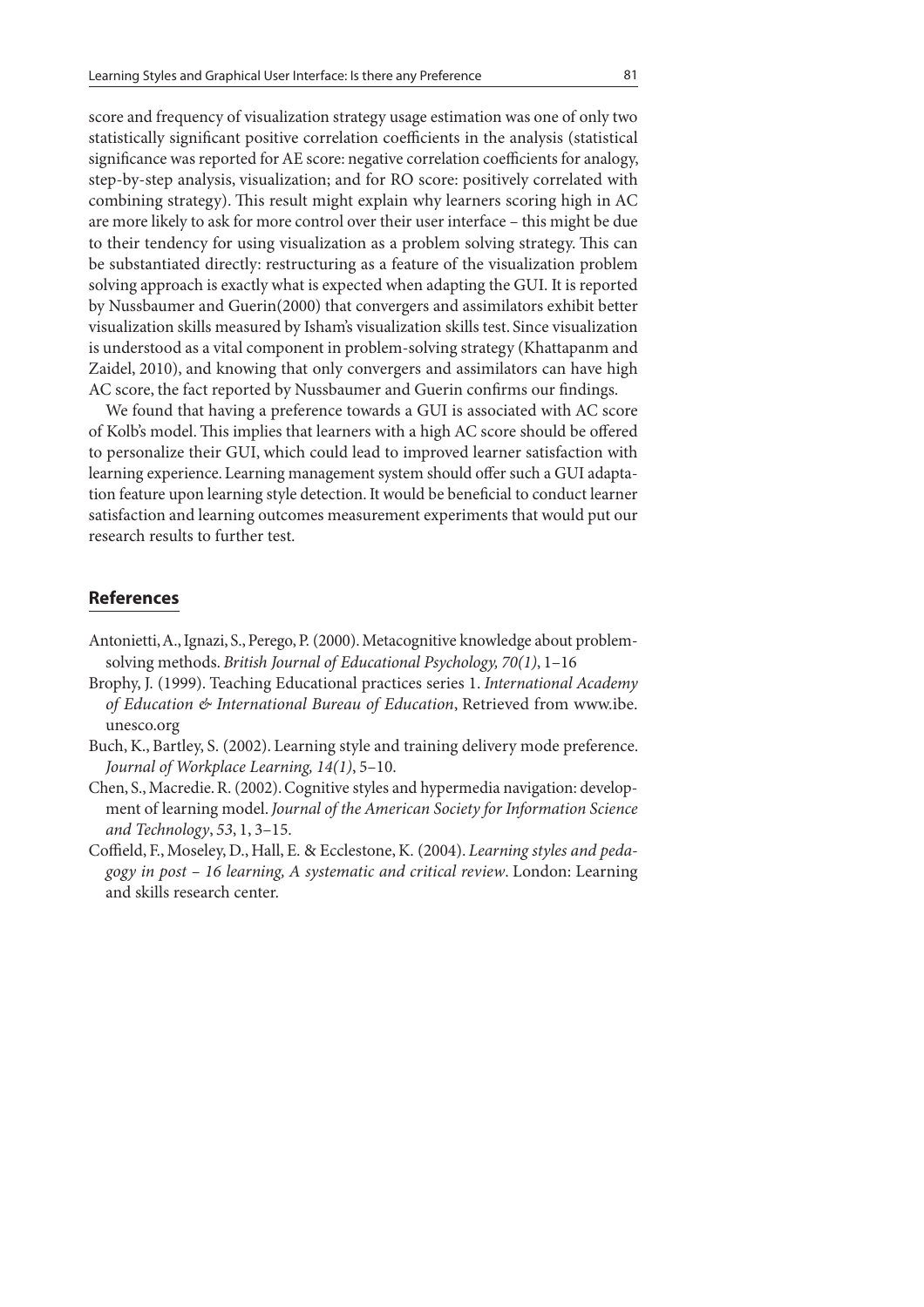score and frequency of visualization strategy usage estimation was one of only two statistically significant positive correlation coefficients in the analysis (statistical significance was reported for AE score: negative correlation coefficients for analogy, step-by-step analysis, visualization; and for RO score: positively correlated with combining strategy). This result might explain why learners scoring high in AC are more likely to ask for more control over their user interface – this might be due to their tendency for using visualization as a problem solving strategy. This can be substantiated directly: restructuring as a feature of the visualization problem solving approach is exactly what is expected when adapting the GUI. It is reported by Nussbaumer and Guerin(2000) that convergers and assimilators exhibit better visualization skills measured by Isham's visualization skills test. Since visualization is understood as a vital component in problem-solving strategy (Khattapanm and Zaidel, 2010), and knowing that only convergers and assimilators can have high AC score, the fact reported by Nussbaumer and Guerin confirms our findings.

We found that having a preference towards a GUI is associated with AC score of Kolb's model. This implies that learners with a high AC score should be offered to personalize their GUI, which could lead to improved learner satisfaction with learning experience. Learning management system should offer such a GUI adaptation feature upon learning style detection. It would be beneficial to conduct learner satisfaction and learning outcomes measurement experiments that would put our research results to further test.

## References

Antonietti, A., Ignazi, S., Perego, P. (2000). Metacognitive knowledge about problem-solving methods. *British Journal of Educational Psychology, 70(1)*, 1–16

Brophy, J. (1999). Teaching Educational practices series 1. *International Academy of Education & International Bureau of Education*, Retrieved from www.ibe.unesco.org

Buch, K., Bartley, S. (2002). Learning style and training delivery mode preference. *Journal of Workplace Learning, 14(1)*, 5–10.

Chen, S., Macredie. R. (2002). Cognitive styles and hypermedia navigation: development of learning model. *Journal of the American Society for Information Science and Technology*, *53*, 1, 3–15.

Coffield, F., Moseley, D., Hall, E. & Ecclestone, K. (2004). *Learning styles and pedagogy in post – 16 learning, A systematic and critical review*. London: Learning and skills research center.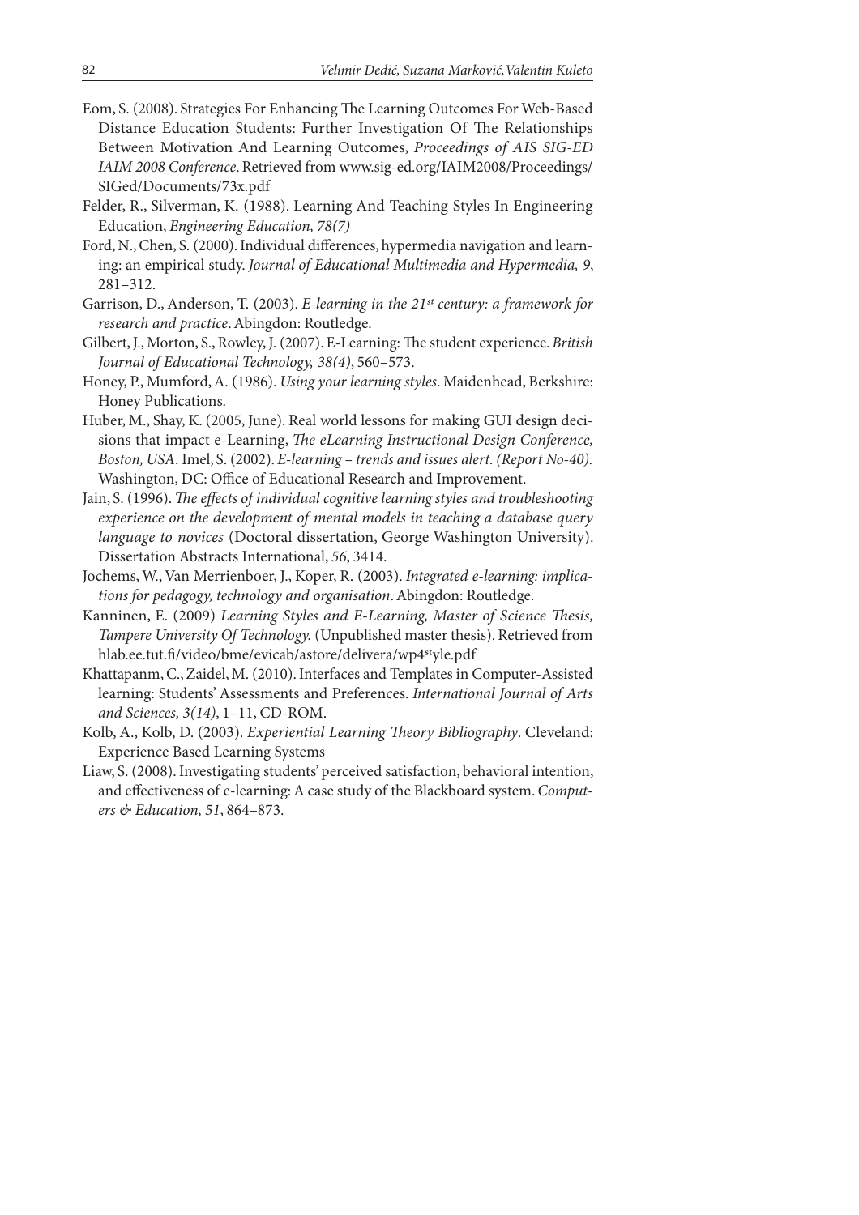Eom, S. (2008). Strategies For Enhancing The Learning Outcomes For Web-Based Distance Education Students: Further Investigation Of The Relationships Between Motivation And Learning Outcomes, *Proceedings of AIS SIG-ED IAIM 2008 Conference*. Retrieved from www.sig-ed.org/IAIM2008/Proceedings/SIGed/Documents/73x.pdf

Felder, R., Silverman, K. (1988). Learning And Teaching Styles In Engineering Education, *Engineering Education, 78(7)*

Ford, N., Chen, S. (2000). Individual differences, hypermedia navigation and learning: an empirical study. *Journal of Educational Multimedia and Hypermedia, 9*, 281–312.

Garrison, D., Anderson, T. (2003). *E-learning in the 21st century: a framework for research and practice*. Abingdon: Routledge.

Gilbert, J., Morton, S., Rowley, J. (2007). E-Learning: The student experience. *British Journal of Educational Technology, 38(4)*, 560–573.

Honey, P., Mumford, A. (1986). *Using your learning styles*. Maidenhead, Berkshire: Honey Publications.

Huber, M., Shay, K. (2005, June). Real world lessons for making GUI design decisions that impact e-Learning, *The eLearning Instructional Design Conference, Boston, USA*. Imel, S. (2002). *E-learning – trends and issues alert. (Report No-40).* Washington, DC: Office of Educational Research and Improvement.

Jain, S. (1996). *The effects of individual cognitive learning styles and troubleshooting experience on the development of mental models in teaching a database query language to novices* (Doctoral dissertation, George Washington University). Dissertation Abstracts International, *56*, 3414.

Jochems, W., Van Merrienboer, J., Koper, R. (2003). *Integrated e-learning: implications for pedagogy, technology and organisation*. Abingdon: Routledge.

Kanninen, E. (2009) *Learning Styles and E-Learning, Master of Science Thesis, Tampere University Of Technology.* (Unpublished master thesis). Retrieved from hlab.ee.tut.fi/video/bme/evicab/astore/delivera/wp4style.pdf

Khattapanm, C., Zaidel, M. (2010). Interfaces and Templates in Computer-Assisted learning: Students' Assessments and Preferences. *International Journal of Arts and Sciences, 3(14)*, 1–11, CD-ROM.

Kolb, A., Kolb, D. (2003). *Experiential Learning Theory Bibliography*. Cleveland: Experience Based Learning Systems

Liaw, S. (2008). Investigating students' perceived satisfaction, behavioral intention, and effectiveness of e-learning: A case study of the Blackboard system. *Computers & Education, 51*, 864–873.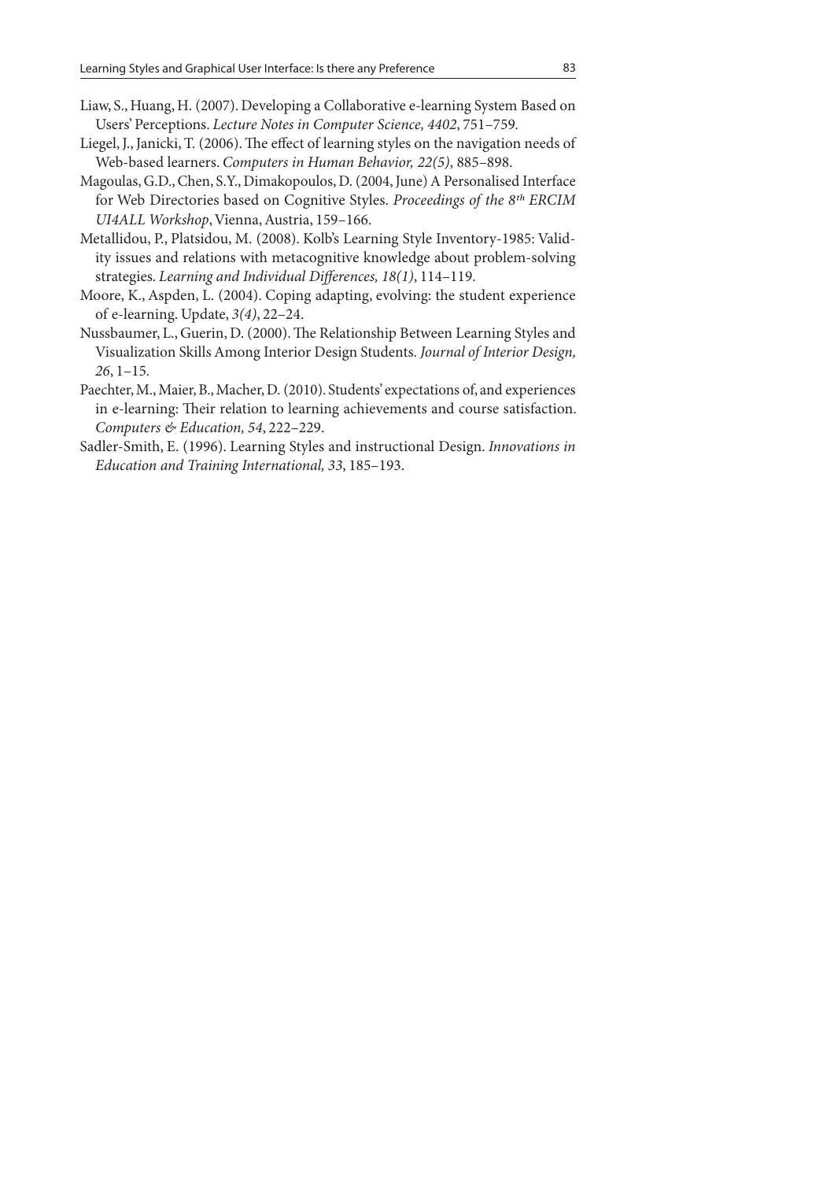Liaw, S., Huang, H. (2007). Developing a Collaborative e-learning System Based on Users' Perceptions. *Lecture Notes in Computer Science, 4402*, 751–759.

Liegel, J., Janicki, T. (2006). The effect of learning styles on the navigation needs of Web-based learners. *Computers in Human Behavior, 22(5)*, 885–898.

Magoulas, G.D., Chen, S.Y., Dimakopoulos, D. (2004, June) A Personalised Interface for Web Directories based on Cognitive Styles. *Proceedings of the 8th ERCIM UI4ALL Workshop*, Vienna, Austria, 159–166.

Metallidou, P., Platsidou, M. (2008). Kolb's Learning Style Inventory-1985: Validity issues and relations with metacognitive knowledge about problem-solving strategies. *Learning and Individual Differences, 18(1)*, 114–119.

Moore, K., Aspden, L. (2004). Coping adapting, evolving: the student experience of e-learning. Update, *3(4)*, 22–24.

Nussbaumer, L., Guerin, D. (2000). The Relationship Between Learning Styles and Visualization Skills Among Interior Design Students. *Journal of Interior Design, 26*, 1–15.

Paechter, M., Maier, B., Macher, D. (2010). Students' expectations of, and experiences in e-learning: Their relation to learning achievements and course satisfaction. *Computers & Education, 54*, 222–229.

Sadler-Smith, E. (1996). Learning Styles and instructional Design. *Innovations in Education and Training International, 33*, 185–193.